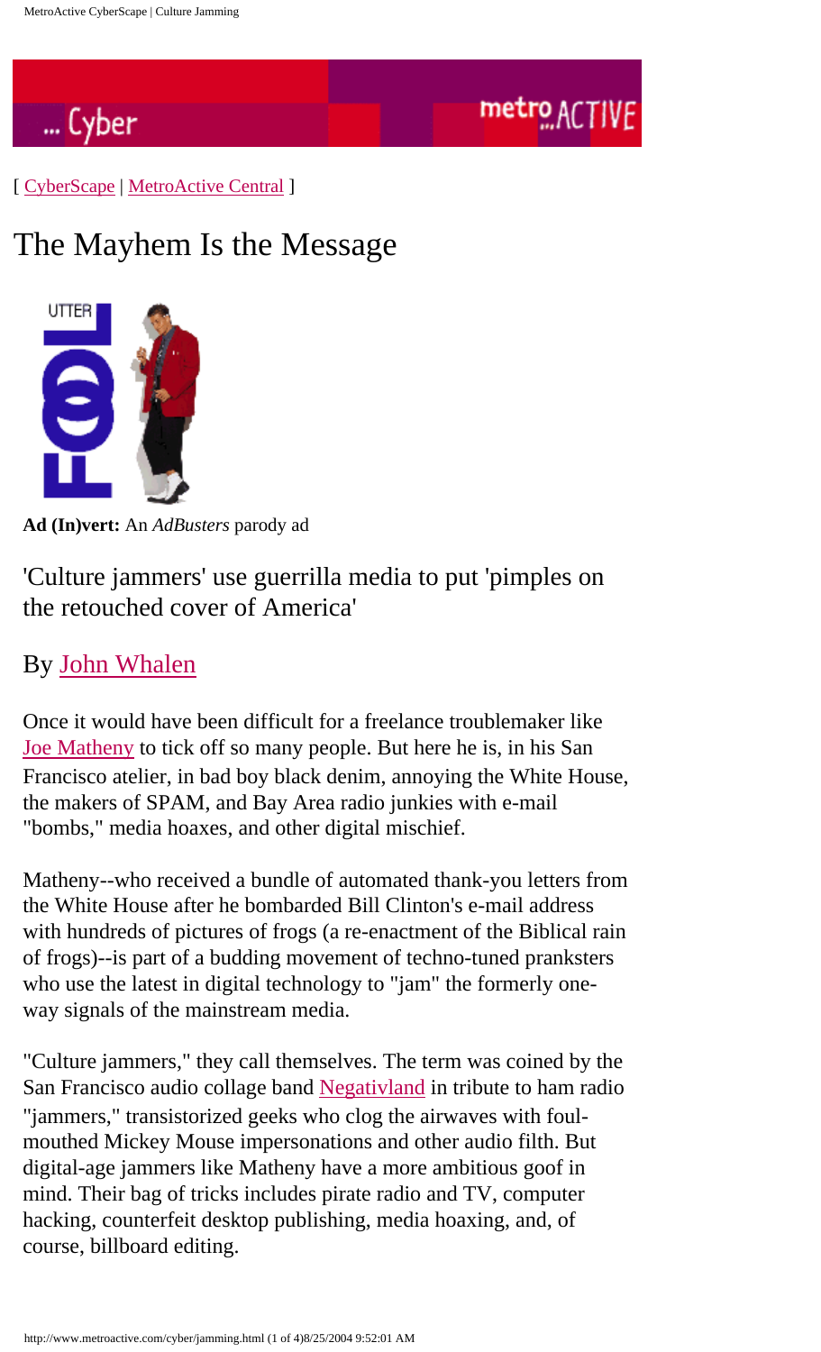[ CyberScape | MetroActive Central ]

# The Mayhem Is the Message

**Ad (In)vert:** An *AdBusters* parody ad

## 'Culture jammers' use guerrilla media to put 'pimples on the retouched cover of America'

By John Whalen

Once it would have been difficult for a freelance troublemaker like Joe Matheny to tick off so many people. But here he is, in his San Francisco atelier, in bad boy black denim, annoying the White House, the makers of SPAM, and Bay Area radio junkies with e-mail "bombs," media hoaxes, and other digital mischief.

Matheny--who received a bundle of automated thank-you letters from the White House after he bombarded Bill Clinton's e-mail address with hundreds of pictures of frogs (a re-enactment of the Biblical rain of frogs)--is part of a budding movement of techno-tuned pranksters who use the latest in digital technology to "jam" the formerly one-way signals of the mainstream media.

"Culture jammers," they call themselves. The term was coined by the San Francisco audio collage band Negativland in tribute to ham radio "jammers," transistorized geeks who clog the airwaves with foul-mouthed Mickey Mouse impersonations and other audio filth. But digital-age jammers like Matheny have a more ambitious goof in mind. Their bag of tricks includes pirate radio and TV, computer hacking, counterfeit desktop publishing, media hoaxing, and, of course, billboard editing.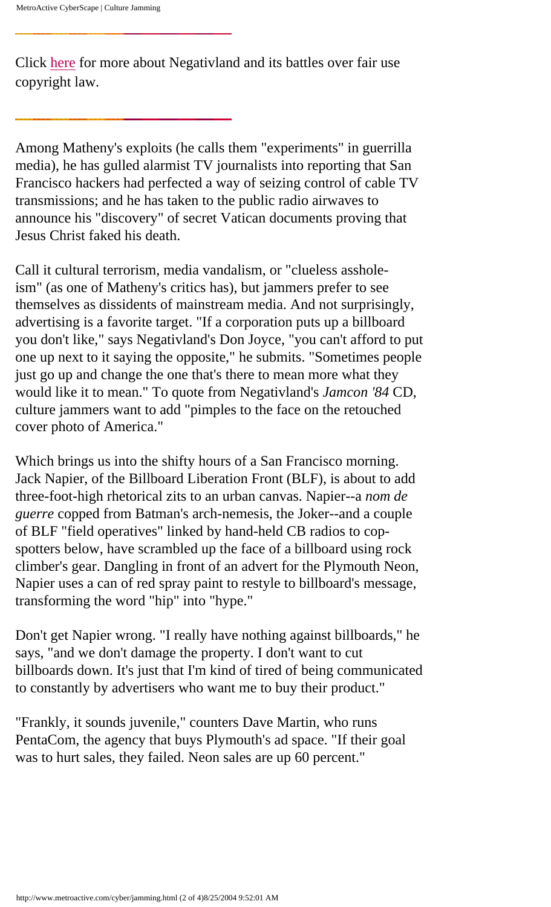Click here for more about Negativland and its battles over fair use copyright law.

---

Among Matheny's exploits (he calls them "experiments" in guerrilla media), he has gulled alarmist TV journalists into reporting that San Francisco hackers had perfected a way of seizing control of cable TV transmissions; and he has taken to the public radio airwaves to announce his "discovery" of secret Vatican documents proving that Jesus Christ faked his death.

Call it cultural terrorism, media vandalism, or "clueless asshole-ism" (as one of Matheny's critics has), but jammers prefer to see themselves as dissidents of mainstream media. And not surprisingly, advertising is a favorite target. "If a corporation puts up a billboard you don't like," says Negativland's Don Joyce, "you can't afford to put one up next to it saying the opposite," he submits. "Sometimes people just go up and change the one that's there to mean more what they would like it to mean." To quote from Negativland's *Jamcon '84* CD, culture jammers want to add "pimples to the face on the retouched cover photo of America."

Which brings us into the shifty hours of a San Francisco morning. Jack Napier, of the Billboard Liberation Front (BLF), is about to add three-foot-high rhetorical zits to an urban canvas. Napier--a *nom de guerre* copped from Batman's arch-nemesis, the Joker--and a couple of BLF "field operatives" linked by hand-held CB radios to cop-spotters below, have scrambled up the face of a billboard using rock climber's gear. Dangling in front of an advert for the Plymouth Neon, Napier uses a can of red spray paint to restyle to billboard's message, transforming the word "hip" into "hype."

Don't get Napier wrong. "I really have nothing against billboards," he says, "and we don't damage the property. I don't want to cut billboards down. It's just that I'm kind of tired of being communicated to constantly by advertisers who want me to buy their product."

"Frankly, it sounds juvenile," counters Dave Martin, who runs PentaCom, the agency that buys Plymouth's ad space. "If their goal was to hurt sales, they failed. Neon sales are up 60 percent."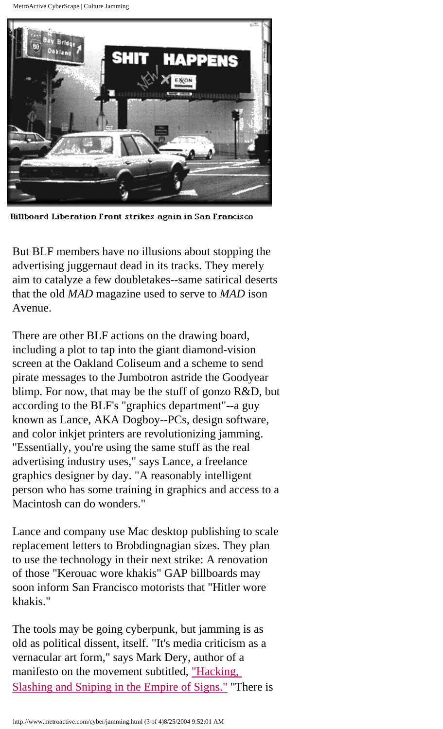Billboard Liberation Front strikes again in San Francisco

But BLF members have no illusions about stopping the advertising juggernaut dead in its tracks. They merely aim to catalyze a few doubletakes--same satirical deserts that the old *MAD* magazine used to serve to *MAD* ison Avenue.

There are other BLF actions on the drawing board, including a plot to tap into the giant diamond-vision screen at the Oakland Coliseum and a scheme to send pirate messages to the Jumbotron astride the Goodyear blimp. For now, that may be the stuff of gonzo R&D, but according to the BLF's "graphics department"--a guy known as Lance, AKA Dogboy--PCs, design software, and color inkjet printers are revolutionizing jamming. "Essentially, you're using the same stuff as the real advertising industry uses," says Lance, a freelance graphics designer by day. "A reasonably intelligent person who has some training in graphics and access to a Macintosh can do wonders."

Lance and company use Mac desktop publishing to scale replacement letters to Brobdingnagian sizes. They plan to use the technology in their next strike: A renovation of those "Kerouac wore khakis" GAP billboards may soon inform San Francisco motorists that "Hitler wore khakis."

The tools may be going cyberpunk, but jamming is as old as political dissent, itself. "It's media criticism as a vernacular art form," says Mark Dery, author of a manifesto on the movement subtitled, "Hacking, Slashing and Sniping in the Empire of Signs." "There is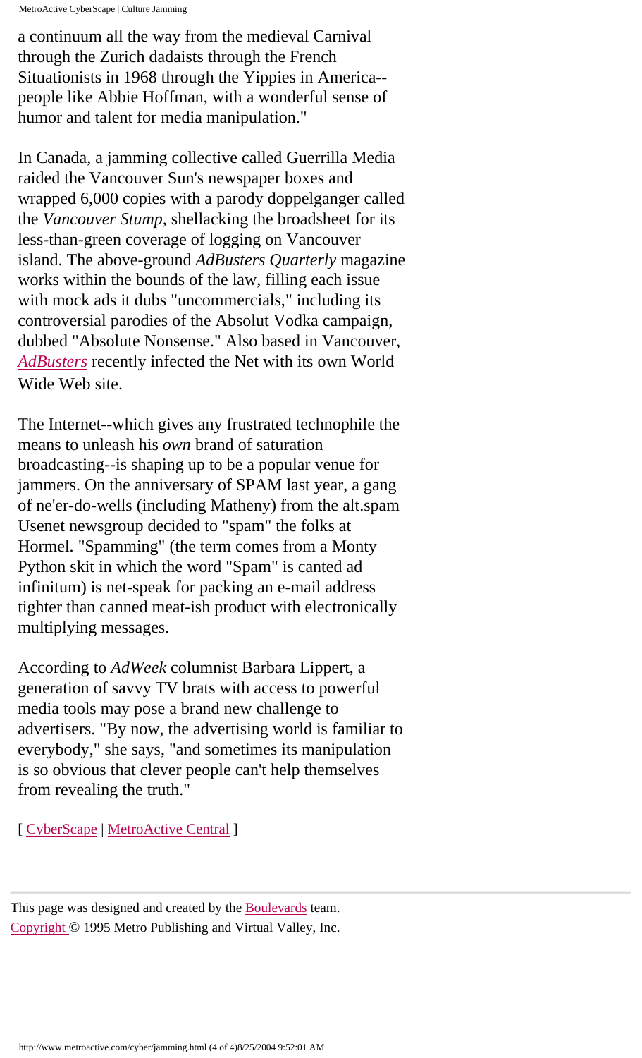a continuum all the way from the medieval Carnival through the Zurich dadaists through the French Situationists in 1968 through the Yippies in America--people like Abbie Hoffman, with a wonderful sense of humor and talent for media manipulation."

In Canada, a jamming collective called Guerrilla Media raided the Vancouver Sun's newspaper boxes and wrapped 6,000 copies with a parody doppelganger called the *Vancouver Stump*, shellacking the broadsheet for its less-than-green coverage of logging on Vancouver island. The above-ground *AdBusters Quarterly* magazine works within the bounds of the law, filling each issue with mock ads it dubs "uncommercials," including its controversial parodies of the Absolut Vodka campaign, dubbed "Absolute Nonsense." Also based in Vancouver, *AdBusters* recently infected the Net with its own World Wide Web site.

The Internet--which gives any frustrated technophile the means to unleash his *own* brand of saturation broadcasting--is shaping up to be a popular venue for jammers. On the anniversary of SPAM last year, a gang of ne'er-do-wells (including Matheny) from the alt.spam Usenet newsgroup decided to "spam" the folks at Hormel. "Spamming" (the term comes from a Monty Python skit in which the word "Spam" is canted ad infinitum) is net-speak for packing an e-mail address tighter than canned meat-ish product with electronically multiplying messages.

According to *AdWeek* columnist Barbara Lippert, a generation of savvy TV brats with access to powerful media tools may pose a brand new challenge to advertisers. "By now, the advertising world is familiar to everybody," she says, "and sometimes its manipulation is so obvious that clever people can't help themselves from revealing the truth."

[ CyberScape | MetroActive Central ]

---

This page was designed and created by the Boulevards team.
Copyright © 1995 Metro Publishing and Virtual Valley, Inc.